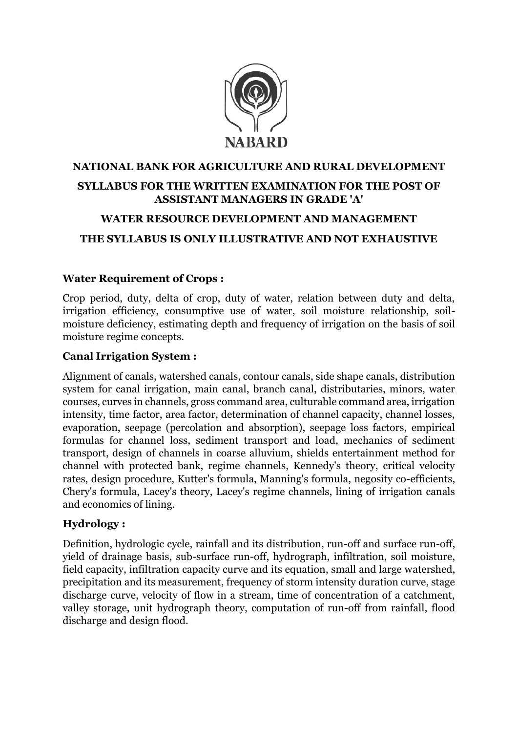NABARD

# NATIONAL BANK FOR AGRICULTURE AND RURAL DEVELOPMENT

## SYLLABUS FOR THE WRITTEN EXAMINATION FOR THE POST OF ASSISTANT MANAGERS IN GRADE 'A'

## WATER RESOURCE DEVELOPMENT AND MANAGEMENT

## THE SYLLABUS IS ONLY ILLUSTRATIVE AND NOT EXHAUSTIVE

### Water Requirement of Crops :

Crop period, duty, delta of crop, duty of water, relation between duty and delta, irrigation efficiency, consumptive use of water, soil moisture relationship, soil-moisture deficiency, estimating depth and frequency of irrigation on the basis of soil moisture regime concepts.

### Canal Irrigation System :

Alignment of canals, watershed canals, contour canals, side shape canals, distribution system for canal irrigation, main canal, branch canal, distributaries, minors, water courses, curves in channels, gross command area, culturable command area, irrigation intensity, time factor, area factor, determination of channel capacity, channel losses, evaporation, seepage (percolation and absorption), seepage loss factors, empirical formulas for channel loss, sediment transport and load, mechanics of sediment transport, design of channels in coarse alluvium, shields entertainment method for channel with protected bank, regime channels, Kennedy's theory, critical velocity rates, design procedure, Kutter's formula, Manning's formula, negosity co-efficients, Chery's formula, Lacey's theory, Lacey's regime channels, lining of irrigation canals and economics of lining.

### Hydrology :

Definition, hydrologic cycle, rainfall and its distribution, run-off and surface run-off, yield of drainage basis, sub-surface run-off, hydrograph, infiltration, soil moisture, field capacity, infiltration capacity curve and its equation, small and large watershed, precipitation and its measurement, frequency of storm intensity duration curve, stage discharge curve, velocity of flow in a stream, time of concentration of a catchment, valley storage, unit hydrograph theory, computation of run-off from rainfall, flood discharge and design flood.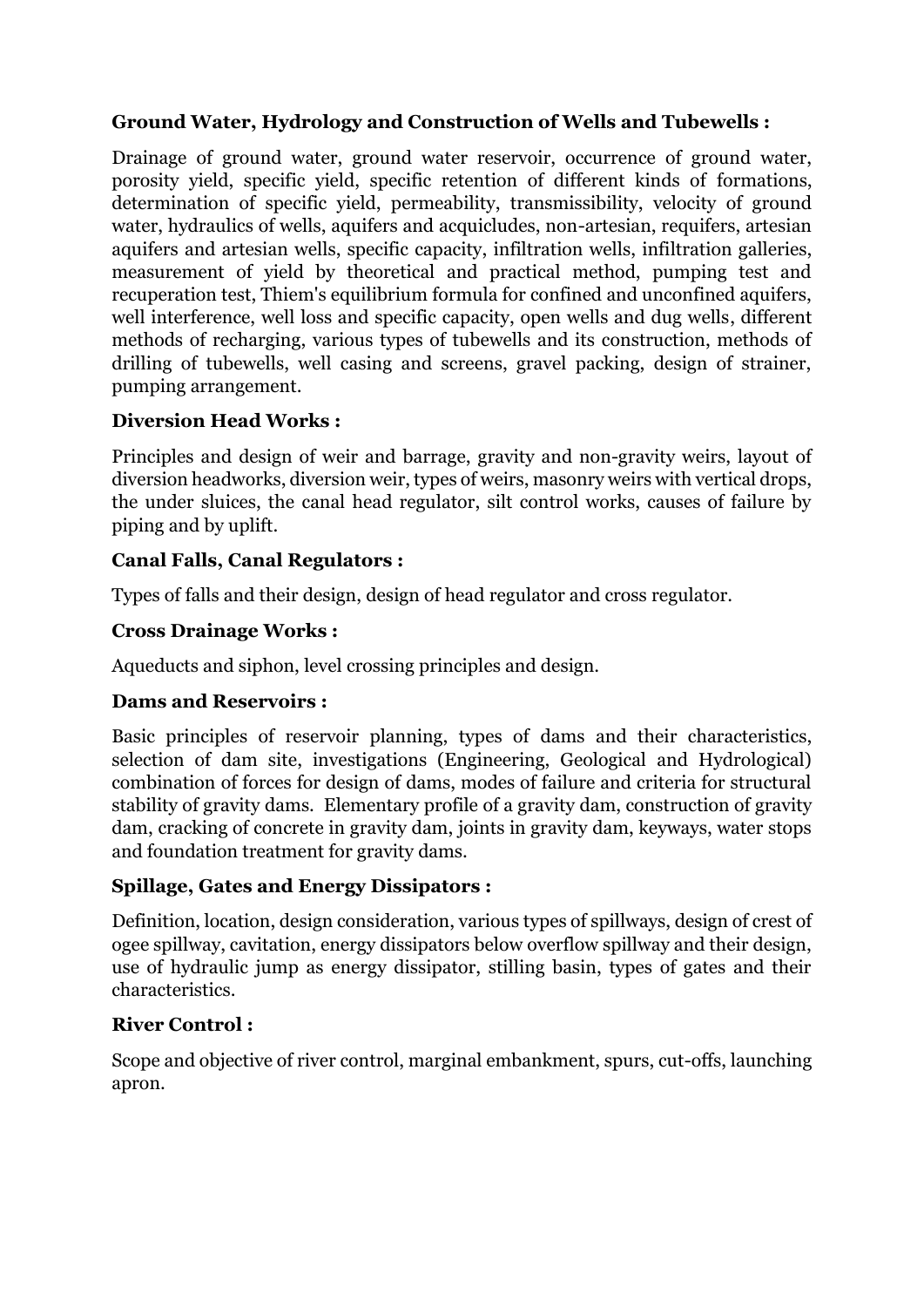**Ground Water, Hydrology and Construction of Wells and Tubewells :**

Drainage of ground water, ground water reservoir, occurrence of ground water, porosity yield, specific yield, specific retention of different kinds of formations, determination of specific yield, permeability, transmissibility, velocity of ground water, hydraulics of wells, aquifers and acquicludes, non-artesian, requifers, artesian aquifers and artesian wells, specific capacity, infiltration wells, infiltration galleries, measurement of yield by theoretical and practical method, pumping test and recuperation test, Thiem's equilibrium formula for confined and unconfined aquifers, well interference, well loss and specific capacity, open wells and dug wells, different methods of recharging, various types of tubewells and its construction, methods of drilling of tubewells, well casing and screens, gravel packing, design of strainer, pumping arrangement.

**Diversion Head Works :**

Principles and design of weir and barrage, gravity and non-gravity weirs, layout of diversion headworks, diversion weir, types of weirs, masonry weirs with vertical drops, the under sluices, the canal head regulator, silt control works, causes of failure by piping and by uplift.

**Canal Falls, Canal Regulators :**

Types of falls and their design, design of head regulator and cross regulator.

**Cross Drainage Works :**

Aqueducts and siphon, level crossing principles and design.

**Dams and Reservoirs :**

Basic principles of reservoir planning, types of dams and their characteristics, selection of dam site, investigations (Engineering, Geological and Hydrological) combination of forces for design of dams, modes of failure and criteria for structural stability of gravity dams. Elementary profile of a gravity dam, construction of gravity dam, cracking of concrete in gravity dam, joints in gravity dam, keyways, water stops and foundation treatment for gravity dams.

**Spillage, Gates and Energy Dissipators :**

Definition, location, design consideration, various types of spillways, design of crest of ogee spillway, cavitation, energy dissipators below overflow spillway and their design, use of hydraulic jump as energy dissipator, stilling basin, types of gates and their characteristics.

**River Control :**

Scope and objective of river control, marginal embankment, spurs, cut-offs, launching apron.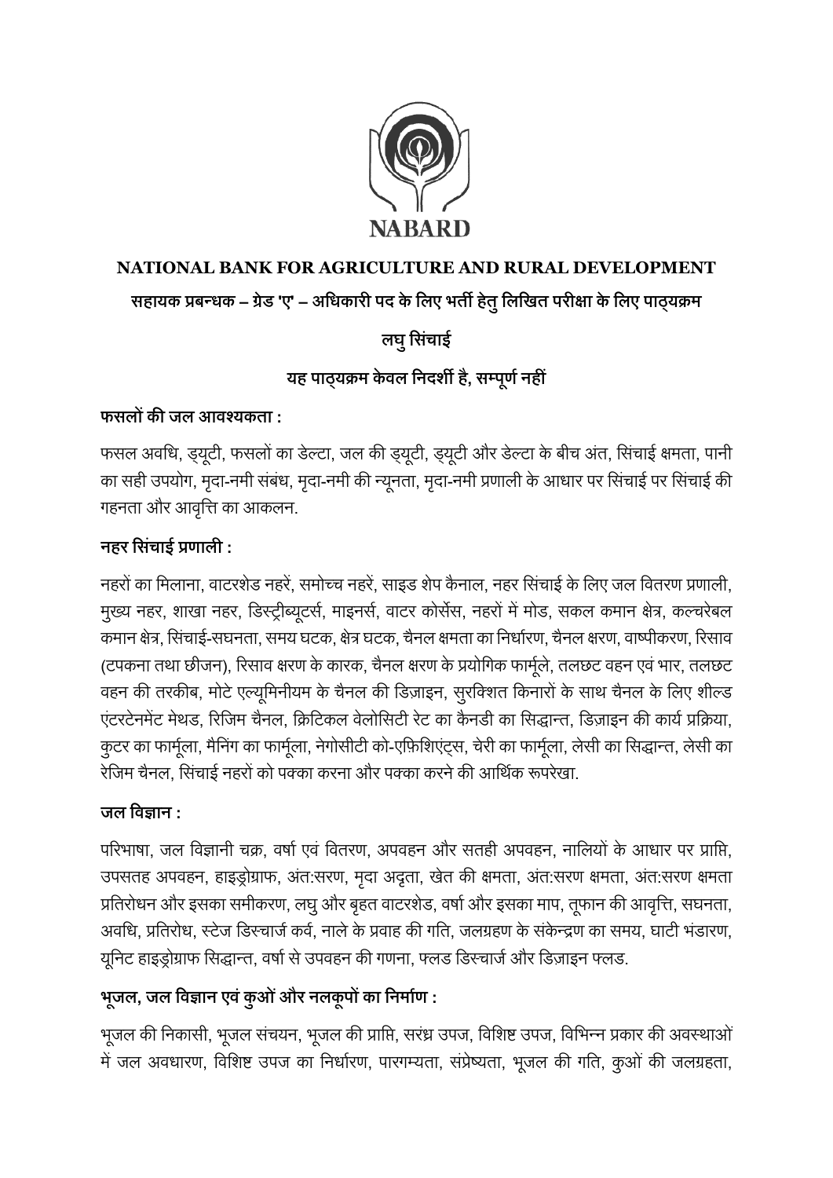**NATIONAL BANK FOR AGRICULTURE AND RURAL DEVELOPMENT**

**सहायक प्रबन्धक – ग्रेड 'ए' – अधिकारी पद के लिए भर्ती हेतु लिखित परीक्षा के लिए पाठ्यक्रम**

# लघु सिंचाई

**यह पाठ्यक्रम केवल निदर्शी है, सम्पूर्ण नहीं**

## फसलों की जल आवश्यकता :

फसल अवधि, ड्यूटी, फसलों का डेल्टा, जल की ड्यूटी, ड्यूटी और डेल्टा के बीच अंत, सिंचाई क्षमता, पानी का सही उपयोग, मृदा-नमी संबंध, मृदा-नमी की न्यूनता, मृदा-नमी प्रणाली के आधार पर सिंचाई पर सिंचाई की गहनता और आवृत्ति का आकलन.

## नहर सिंचाई प्रणाली :

नहरों का मिलाना, वाटरशेड नहरें, समोच्च नहरें, साइड शेप कैनाल, नहर सिंचाई के लिए जल वितरण प्रणाली, मुख्य नहर, शाखा नहर, डिस्ट्रीब्यूटर्स, माइनर्स, वाटर कोर्सेस, नहरों में मोड, सकल कमान क्षेत्र, कल्चरेबल कमान क्षेत्र, सिंचाई-सघनता, समय घटक, क्षेत्र घटक, चैनल क्षमता का निर्धारण, चैनल क्षरण, वाष्पीकरण, रिसाव (टपकना तथा छीजन), रिसाव क्षरण के कारक, चैनल क्षरण के प्रयोगिक फार्मूले, तलछट वहन एवं भार, तलछट वहन की तरकीब, मोटे एल्यूमिनीयम के चैनल की डिज़ाइन, सुरक्षित किनारों के साथ चैनल के लिए शील्ड एंटरटेनमेंट मेथड, रिजिम चैनल, क्रिटिकल वेलोसिटी रेट का कैनडी का सिद्धान्त, डिजाइन की कार्य प्रक्रिया, कुटर का फार्मूला, मैनिंग का फार्मूला, नेगोसीटी को-एफ़िशिएंट्स, चेरी का फार्मूला, लेसी का सिद्धान्त, लेसी का रेजिम चैनल, सिंचाई नहरों को पक्का करना और पक्का करने की आर्थिक रूपरेखा.

## जल विज्ञान :

परिभाषा, जल विज्ञानी चक्र, वर्षा एवं वितरण, अपवहन और सतही अपवहन, नालियों के आधार पर प्राप्ति, उपसतह अपवहन, हाइड्रोग्राफ, अंत:सरण, मृदा अदृता, खेत की क्षमता, अंत:सरण क्षमता, अंत:सरण क्षमता प्रतिरोधन और इसका समीकरण, लघु और बृहत वाटरशेड, वर्षा और इसका माप, तूफान की आवृत्ति, सघनता, अवधि, प्रतिरोध, स्टेज डिस्चार्ज कर्व, नाले के प्रवाह की गति, जलग्रहण के संकेन्द्रण का समय, घाटी भंडारण, यूनिट हाइड्रोग्राफ सिद्धान्त, वर्षा से उपवहन की गणना, फ्लड डिस्चार्ज और डिज़ाइन फ्लड.

## भूजल, जल विज्ञान एवं कुओं और नलकूपों का निर्माण :

भूजल की निकासी, भूजल संचयन, भूजल की प्राप्ति, सरंध्र उपज, विशिष्ट उपज, विभिन्न प्रकार की अवस्थाओं में जल अवधारण, विशिष्ट उपज का निर्धारण, पारगम्यता, संप्रेष्यता, भूजल की गति, कुओं की जलग्रहता,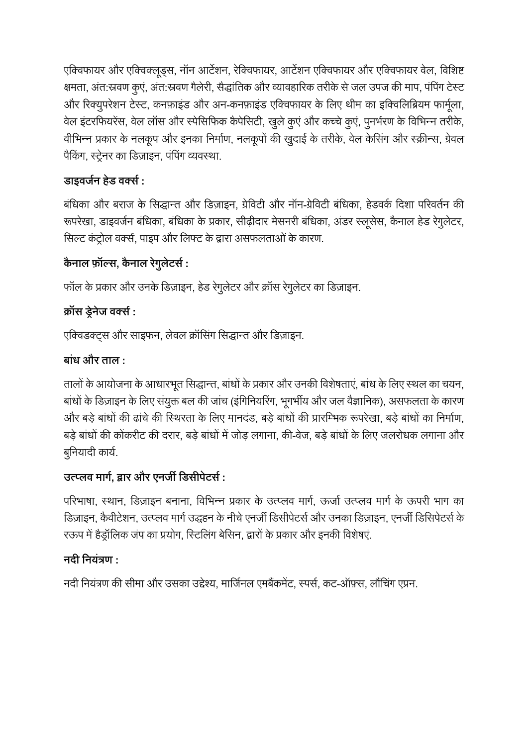एक्विफायर और एक्विक्लूड्स, नॉन आर्टेशन, रेक्विफायर, आर्टेशन एक्विफायर और एक्विफायर वेल, विशिष्ट क्षमता, अंत:स्रवण कुएं, अंत:स्रवण गैलेरी, सैद्धांतिक और व्यावहारिक तरीके से जल उपज की माप, पंपिंग टेस्ट और रिक्युपरेशन टेस्ट, कनफ़ाइंड और अन-कनफ़ाइंड एक्विफायर के लिए थीम का इक्विलिब्रियम फार्मूला, वेल इंटरफियरेंस, वेल लॉस और स्पेसिफिक कैपेसिटी, खुले कुएं और कच्चे कुएं, पुनर्भरण के विभिन्न तरीके, वीभिन्न प्रकार के नलकूप और इनका निर्माण, नलकूपों की खुदाई के तरीके, वेल केसिंग और स्क्रीन्स, ग्रेवल पैकिंग, स्ट्रेनर का डिज़ाइन, पंपिंग व्यवस्था.

**डाइवर्जन हेड वर्क्स :**

बंधिका और बराज के सिद्धान्त और डिज़ाइन, ग्रेविटी और नॉन-ग्रेविटी बंधिका, हेडवर्क दिशा परिवर्तन की रूपरेखा, डाइवर्जन बंधिका, बंधिका के प्रकार, सीढ़ीदार मेसनरी बंधिका, अंडर स्लूसेस, कैनाल हेड रेगुलेटर, सिल्ट कंट्रोल वर्क्स, पाइप और लिफ्ट के द्वारा असफलताओं के कारण.

**कैनाल फ़ॉल्स, कैनाल रेगुलेटर्स :**

फॉल के प्रकार और उनके डिज़ाइन, हेड रेगुलेटर और क्रॉस रेगुलेटर का डिज़ाइन.

**क्रॉस ड्रेनेज वर्क्स :**

एक्विडक्ट्स और साइफन, लेवल क्रॉसिंग सिद्धान्त और डिज़ाइन.

**बांध और ताल :**

तालों के आयोजना के आधारभूत सिद्धान्त, बांधों के प्रकार और उनकी विशेषताएं, बांध के लिए स्थल का चयन, बांधों के डिज़ाइन के लिए संयुक्त बल की जांच (इंगिनियरिंग, भूगर्भीय और जल वैज्ञानिक), असफलता के कारण और बड़े बांधों की ढांचे की स्थिरता के लिए मानदंड, बड़े बांधों की प्रारम्भिक रूपरेखा, बड़े बांधों का निर्माण, बड़े बांधों की कोंकरीट की दरार, बड़े बांधों में जोड़ लगाना, की-वेज, बड़े बांधों के लिए जलरोधक लगाना और बुनियादी कार्य.

**उत्प्लव मार्ग, द्वार और एनर्जी डिसीपेटर्स :**

परिभाषा, स्थान, डिज़ाइन बनाना, विभिन्न प्रकार के उत्प्लव मार्ग, ऊर्जा उत्प्लव मार्ग के ऊपरी भाग का डिज़ाइन, कैवीटेशन, उत्प्लव मार्ग उद्वहन के नीचे एनर्जी डिसीपेटर्स और उनका डिज़ाइन, एनर्जी डिसिपेटर्स के रऊप में हैड्रॉलिक जंप का प्रयोग, स्टिलिंग बेसिन, द्वारों के प्रकार और इनकी विशेषएं.

**नदी नियंत्रण :**

नदी नियंत्रण की सीमा और उसका उद्देश्य, मार्जिनल एमबैंकमेंट, स्पर्स, कट-ऑफ़्स, लौंचिंग एप्रन.